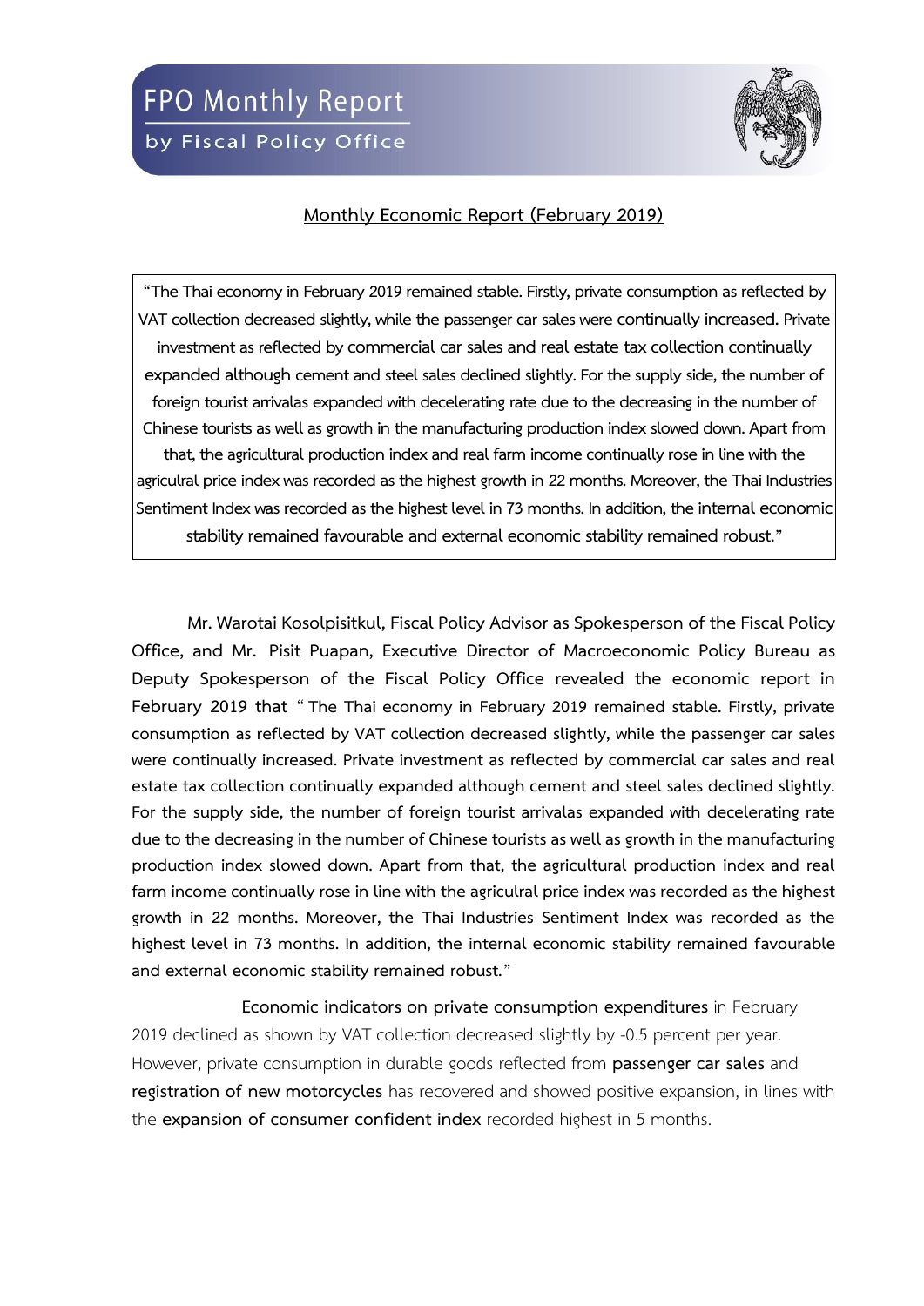# FPO Monthly Report

by Fiscal Policy Office

## Monthly Economic Report (February 2019)

> "The Thai economy in February 2019 remained stable. Firstly, private consumption as reflected by VAT collection decreased slightly, while the passenger car sales were continually increased. Private investment as reflected by commercial car sales and real estate tax collection continually expanded although cement and steel sales declined slightly. For the supply side, the number of foreign tourist arrivalas expanded with decelerating rate due to the decreasing in the number of Chinese tourists as well as growth in the manufacturing production index slowed down. Apart from that, the agricultural production index and real farm income continually rose in line with the agriculral price index was recorded as the highest growth in 22 months. Moreover, the Thai Industries Sentiment Index was recorded as the highest level in 73 months. In addition, the internal economic stability remained favourable and external economic stability remained robust."

**Mr. Warotai Kosolpisitkul, Fiscal Policy Advisor as Spokesperson of the Fiscal Policy Office, and Mr. Pisit Puapan, Executive Director of Macroeconomic Policy Bureau as Deputy Spokesperson of the Fiscal Policy Office revealed the economic report in February 2019 that "The Thai economy in February 2019 remained stable. Firstly, private consumption as reflected by VAT collection decreased slightly, while the passenger car sales were continually increased. Private investment as reflected by commercial car sales and real estate tax collection continually expanded although cement and steel sales declined slightly. For the supply side, the number of foreign tourist arrivalas expanded with decelerating rate due to the decreasing in the number of Chinese tourists as well as growth in the manufacturing production index slowed down. Apart from that, the agricultural production index and real farm income continually rose in line with the agriculral price index was recorded as the highest growth in 22 months. Moreover, the Thai Industries Sentiment Index was recorded as the highest level in 73 months. In addition, the internal economic stability remained favourable and external economic stability remained robust."**

**Economic indicators on private consumption expenditures** in February 2019 declined as shown by VAT collection decreased slightly by -0.5 percent per year. However, private consumption in durable goods reflected from **passenger car sales** and **registration of new motorcycles** has recovered and showed positive expansion, in lines with the **expansion of consumer confident index** recorded highest in 5 months.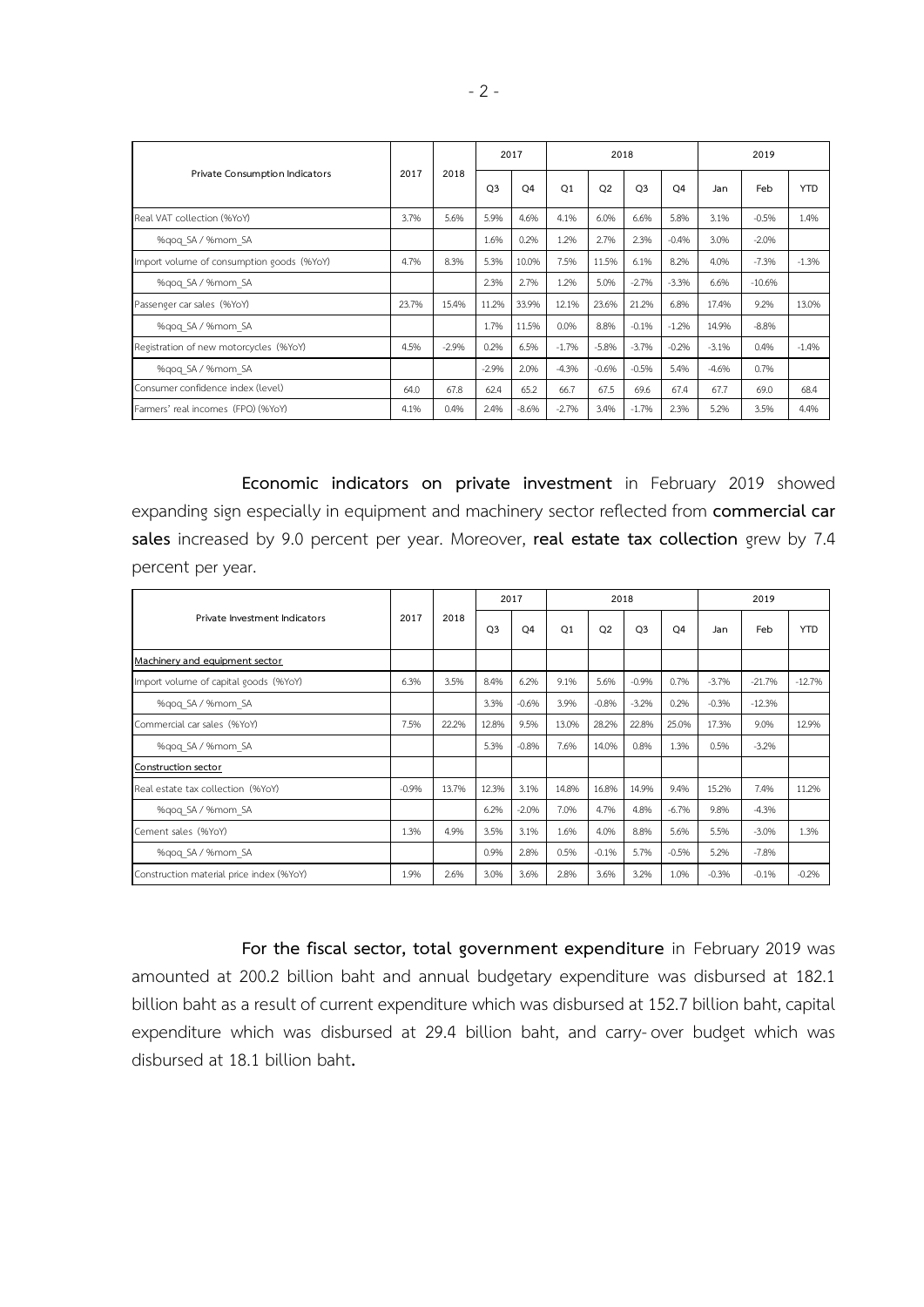| Private Consumption Indicators | 2017 | 2018 | 2017 | | 2018 | | | | 2019 | | |
|---|---|---|---|---|---|---|---|---|---|---|---|
| | | | Q3 | Q4 | Q1 | Q2 | Q3 | Q4 | Jan | Feb | YTD |
| Real VAT collection (%YoY) | 3.7% | 5.6% | 5.9% | 4.6% | 4.1% | 6.0% | 6.6% | 5.8% | 3.1% | -0.5% | 1.4% |
| %qoq_SA / %mom_SA | | | 1.6% | 0.2% | 1.2% | 2.7% | 2.3% | -0.4% | 3.0% | -2.0% | |
| Import volume of consumption goods (%YoY) | 4.7% | 8.3% | 5.3% | 10.0% | 7.5% | 11.5% | 6.1% | 8.2% | 4.0% | -7.3% | -1.3% |
| %qoq_SA / %mom_SA | | | 2.3% | 2.7% | 1.2% | 5.0% | -2.7% | -3.3% | 6.6% | -10.6% | |
| Passenger car sales (%YoY) | 23.7% | 15.4% | 11.2% | 33.9% | 12.1% | 23.6% | 21.2% | 6.8% | 17.4% | 9.2% | 13.0% |
| %qoq_SA / %mom_SA | | | 1.7% | 11.5% | 0.0% | 8.8% | -0.1% | -1.2% | 14.9% | -8.8% | |
| Registration of new motorcycles (%YoY) | 4.5% | -2.9% | 0.2% | 6.5% | -1.7% | -5.8% | -3.7% | -0.2% | -3.1% | 0.4% | -1.4% |
| %qoq_SA / %mom_SA | | | -2.9% | 2.0% | -4.3% | -0.6% | -0.5% | 5.4% | -4.6% | 0.7% | |
| Consumer confidence index (level) | 64.0 | 67.8 | 62.4 | 65.2 | 66.7 | 67.5 | 69.6 | 67.4 | 67.7 | 69.0 | 68.4 |
| Farmers' real incomes (FPO) (%YoY) | 4.1% | 0.4% | 2.4% | -8.6% | -2.7% | 3.4% | -1.7% | 2.3% | 5.2% | 3.5% | 4.4% |

**Economic indicators on private investment** in February 2019 showed expanding sign especially in equipment and machinery sector reflected from **commercial car sales** increased by 9.0 percent per year. Moreover, **real estate tax collection** grew by 7.4 percent per year.

| Private Investment Indicators | 2017 | 2018 | 2017 | | 2018 | | | | 2019 | | |
|---|---|---|---|---|---|---|---|---|---|---|---|
| | | | Q3 | Q4 | Q1 | Q2 | Q3 | Q4 | Jan | Feb | YTD |
| Machinery and equipment sector | | | | | | | | | | | |
| Import volume of capital goods (%YoY) | 6.3% | 3.5% | 8.4% | 6.2% | 9.1% | 5.6% | -0.9% | 0.7% | -3.7% | -21.7% | -12.7% |
| %qoq_SA / %mom_SA | | | 3.3% | -0.6% | 3.9% | -0.8% | -3.2% | 0.2% | -0.3% | -12.3% | |
| Commercial car sales (%YoY) | 7.5% | 22.2% | 12.8% | 9.5% | 13.0% | 28.2% | 22.8% | 25.0% | 17.3% | 9.0% | 12.9% |
| %qoq_SA / %mom_SA | | | 5.3% | -0.8% | 7.6% | 14.0% | 0.8% | 1.3% | 0.5% | -3.2% | |
| Construction sector | | | | | | | | | | | |
| Real estate tax collection (%YoY) | -0.9% | 13.7% | 12.3% | 3.1% | 14.8% | 16.8% | 14.9% | 9.4% | 15.2% | 7.4% | 11.2% |
| %qoq_SA / %mom_SA | | | 6.2% | -2.0% | 7.0% | 4.7% | 4.8% | -6.7% | 9.8% | -4.3% | |
| Cement sales (%YoY) | 1.3% | 4.9% | 3.5% | 3.1% | 1.6% | 4.0% | 8.8% | 5.6% | 5.5% | -3.0% | 1.3% |
| %qoq_SA / %mom_SA | | | 0.9% | 2.8% | 0.5% | -0.1% | 5.7% | -0.5% | 5.2% | -7.8% | |
| Construction material price index (%YoY) | 1.9% | 2.6% | 3.0% | 3.6% | 2.8% | 3.6% | 3.2% | 1.0% | -0.3% | -0.1% | -0.2% |

**For the fiscal sector, total government expenditure** in February 2019 was amounted at 200.2 billion baht and annual budgetary expenditure was disbursed at 182.1 billion baht as a result of current expenditure which was disbursed at 152.7 billion baht, capital expenditure which was disbursed at 29.4 billion baht, and carry-over budget which was disbursed at 18.1 billion baht**.**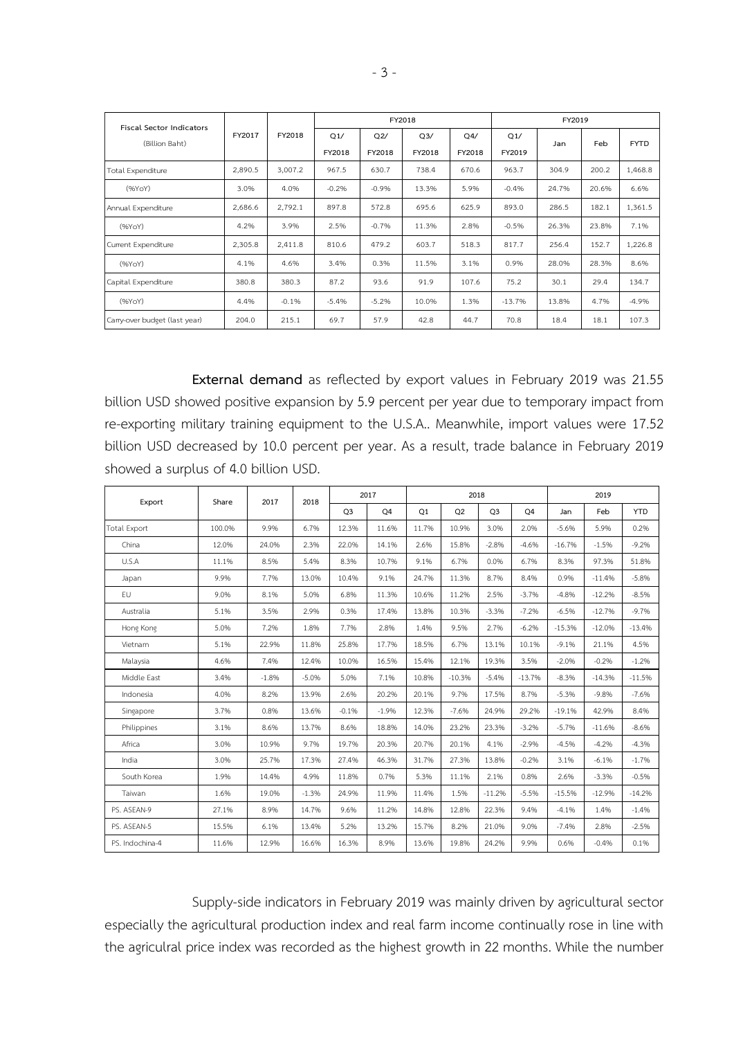| Fiscal Sector Indicators (Billion Baht) | FY2017 | FY2018 | FY2018 | | | | FY2019 | | | |
|---|---|---|---|---|---|---|---|---|---|---|
| | | | Q1/ FY2018 | Q2/ FY2018 | Q3/ FY2018 | Q4/ FY2018 | Q1/ FY2019 | Jan | Feb | FYTD |
| Total Expenditure | 2,890.5 | 3,007.2 | 967.5 | 630.7 | 738.4 | 670.6 | 963.7 | 304.9 | 200.2 | 1,468.8 |
| (%YoY) | 3.0% | 4.0% | -0.2% | -0.9% | 13.3% | 5.9% | -0.4% | 24.7% | 20.6% | 6.6% |
| Annual Expenditure | 2,686.6 | 2,792.1 | 897.8 | 572.8 | 695.6 | 625.9 | 893.0 | 286.5 | 182.1 | 1,361.5 |
| (%YoY) | 4.2% | 3.9% | 2.5% | -0.7% | 11.3% | 2.8% | -0.5% | 26.3% | 23.8% | 7.1% |
| Current Expenditure | 2,305.8 | 2,411.8 | 810.6 | 479.2 | 603.7 | 518.3 | 817.7 | 256.4 | 152.7 | 1,226.8 |
| (%YoY) | 4.1% | 4.6% | 3.4% | 0.3% | 11.5% | 3.1% | 0.9% | 28.0% | 28.3% | 8.6% |
| Capital Expenditure | 380.8 | 380.3 | 87.2 | 93.6 | 91.9 | 107.6 | 75.2 | 30.1 | 29.4 | 134.7 |
| (%YoY) | 4.4% | -0.1% | -5.4% | -5.2% | 10.0% | 1.3% | -13.7% | 13.8% | 4.7% | -4.9% |
| Carry-over budget (last year) | 204.0 | 215.1 | 69.7 | 57.9 | 42.8 | 44.7 | 70.8 | 18.4 | 18.1 | 107.3 |

**External demand** as reflected by export values in February 2019 was 21.55 billion USD showed positive expansion by 5.9 percent per year due to temporary impact from re-exporting military training equipment to the U.S.A.. Meanwhile, import values were 17.52 billion USD decreased by 10.0 percent per year. As a result, trade balance in February 2019 showed a surplus of 4.0 billion USD.

| Export | Share | 2017 | 2018 | 2017 | | 2018 | | | | 2019 | | |
|---|---|---|---|---|---|---|---|---|---|---|---|---|
| | | | | Q3 | Q4 | Q1 | Q2 | Q3 | Q4 | Jan | Feb | YTD |
| Total Export | 100.0% | 9.9% | 6.7% | 12.3% | 11.6% | 11.7% | 10.9% | 3.0% | 2.0% | -5.6% | 5.9% | 0.2% |
| China | 12.0% | 24.0% | 2.3% | 22.0% | 14.1% | 2.6% | 15.8% | -2.8% | -4.6% | -16.7% | -1.5% | -9.2% |
| U.S.A | 11.1% | 8.5% | 5.4% | 8.3% | 10.7% | 9.1% | 6.7% | 0.0% | 6.7% | 8.3% | 97.3% | 51.8% |
| Japan | 9.9% | 7.7% | 13.0% | 10.4% | 9.1% | 24.7% | 11.3% | 8.7% | 8.4% | 0.9% | -11.4% | -5.8% |
| EU | 9.0% | 8.1% | 5.0% | 6.8% | 11.3% | 10.6% | 11.2% | 2.5% | -3.7% | -4.8% | -12.2% | -8.5% |
| Australia | 5.1% | 3.5% | 2.9% | 0.3% | 17.4% | 13.8% | 10.3% | -3.3% | -7.2% | -6.5% | -12.7% | -9.7% |
| Hong Kong | 5.0% | 7.2% | 1.8% | 7.7% | 2.8% | 1.4% | 9.5% | 2.7% | -6.2% | -15.3% | -12.0% | -13.4% |
| Vietnam | 5.1% | 22.9% | 11.8% | 25.8% | 17.7% | 18.5% | 6.7% | 13.1% | 10.1% | -9.1% | 21.1% | 4.5% |
| Malaysia | 4.6% | 7.4% | 12.4% | 10.0% | 16.5% | 15.4% | 12.1% | 19.3% | 3.5% | -2.0% | -0.2% | -1.2% |
| Middle East | 3.4% | -1.8% | -5.0% | 5.0% | 7.1% | 10.8% | -10.3% | -5.4% | -13.7% | -8.3% | -14.3% | -11.5% |
| Indonesia | 4.0% | 8.2% | 13.9% | 2.6% | 20.2% | 20.1% | 9.7% | 17.5% | 8.7% | -5.3% | -9.8% | -7.6% |
| Singapore | 3.7% | 0.8% | 13.6% | -0.1% | -1.9% | 12.3% | -7.6% | 24.9% | 29.2% | -19.1% | 42.9% | 8.4% |
| Philippines | 3.1% | 8.6% | 13.7% | 8.6% | 18.8% | 14.0% | 23.2% | 23.3% | -3.2% | -5.7% | -11.6% | -8.6% |
| Africa | 3.0% | 10.9% | 9.7% | 19.7% | 20.3% | 20.7% | 20.1% | 4.1% | -2.9% | -4.5% | -4.2% | -4.3% |
| India | 3.0% | 25.7% | 17.3% | 27.4% | 46.3% | 31.7% | 27.3% | 13.8% | -0.2% | 3.1% | -6.1% | -1.7% |
| South Korea | 1.9% | 14.4% | 4.9% | 11.8% | 0.7% | 5.3% | 11.1% | 2.1% | 0.8% | 2.6% | -3.3% | -0.5% |
| Taiwan | 1.6% | 19.0% | -1.3% | 24.9% | 11.9% | 11.4% | 1.5% | -11.2% | -5.5% | -15.5% | -12.9% | -14.2% |
| PS. ASEAN-9 | 27.1% | 8.9% | 14.7% | 9.6% | 11.2% | 14.8% | 12.8% | 22.3% | 9.4% | -4.1% | 1.4% | -1.4% |
| PS. ASEAN-5 | 15.5% | 6.1% | 13.4% | 5.2% | 13.2% | 15.7% | 8.2% | 21.0% | 9.0% | -7.4% | 2.8% | -2.5% |
| PS. Indochina-4 | 11.6% | 12.9% | 16.6% | 16.3% | 8.9% | 13.6% | 19.8% | 24.2% | 9.9% | 0.6% | -0.4% | 0.1% |

Supply-side indicators in February 2019 was mainly driven by agricultural sector especially the agricultural production index and real farm income continually rose in line with the agriculral price index was recorded as the highest growth in 22 months. While the number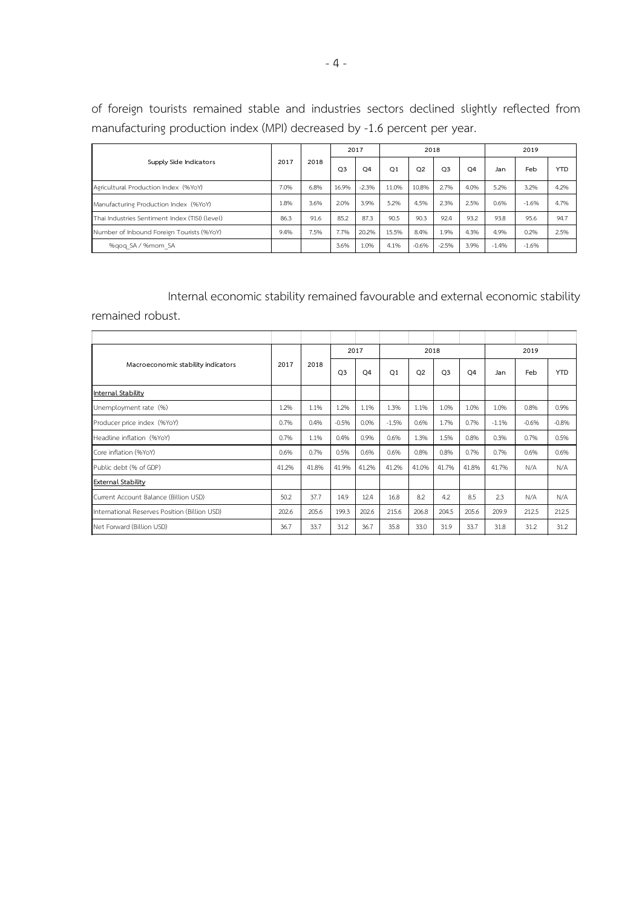of foreign tourists remained stable and industries sectors declined slightly reflected from manufacturing production index (MPI) decreased by -1.6 percent per year.

| Supply Side Indicators | 2017 | 2018 | 2017 | | 2018 | | | | 2019 | | |
|---|---|---|---|---|---|---|---|---|---|---|---|
| | | | Q3 | Q4 | Q1 | Q2 | Q3 | Q4 | Jan | Feb | YTD |
| Agricultural Production Index (%YoY) | 7.0% | 6.8% | 16.9% | -2.3% | 11.0% | 10.8% | 2.7% | 4.0% | 5.2% | 3.2% | 4.2% |
| Manufacturing Production Index (%YoY) | 1.8% | 3.6% | 2.0% | 3.9% | 5.2% | 4.5% | 2.3% | 2.5% | 0.6% | -1.6% | 4.7% |
| Thai Industries Sentiment Index (TISI) (level) | 86.3 | 91.6 | 85.2 | 87.3 | 90.5 | 90.3 | 92.4 | 93.2 | 93.8 | 95.6 | 94.7 |
| Number of Inbound Foreign Tourists (%YoY) | 9.4% | 7.5% | 7.7% | 20.2% | 15.5% | 8.4% | 1.9% | 4.3% | 4.9% | 0.2% | 2.5% |
| %qoq_SA / %mom_SA | | | 3.6% | 1.0% | 4.1% | -0.6% | -2.5% | 3.9% | -1.4% | -1.6% | |

Internal economic stability remained favourable and external economic stability remained robust.

| Macroeconomic stability indicators | 2017 | 2018 | 2017 | | 2018 | | | | 2019 | | |
|---|---|---|---|---|---|---|---|---|---|---|---|
| | | | Q3 | Q4 | Q1 | Q2 | Q3 | Q4 | Jan | Feb | YTD |
| **Internal Stability** | | | | | | | | | | | |
| Unemployment rate (%) | 1.2% | 1.1% | 1.2% | 1.1% | 1.3% | 1.1% | 1.0% | 1.0% | 1.0% | 0.8% | 0.9% |
| Producer price index (%YoY) | 0.7% | 0.4% | -0.5% | 0.0% | -1.5% | 0.6% | 1.7% | 0.7% | -1.1% | -0.6% | -0.8% |
| Headline inflation (%YoY) | 0.7% | 1.1% | 0.4% | 0.9% | 0.6% | 1.3% | 1.5% | 0.8% | 0.3% | 0.7% | 0.5% |
| Core inflation (%YoY) | 0.6% | 0.7% | 0.5% | 0.6% | 0.6% | 0.8% | 0.8% | 0.7% | 0.7% | 0.6% | 0.6% |
| Public debt (% of GDP) | 41.2% | 41.8% | 41.9% | 41.2% | 41.2% | 41.0% | 41.7% | 41.8% | 41.7% | N/A | N/A |
| **External Stability** | | | | | | | | | | | |
| Current Account Balance (Billion USD) | 50.2 | 37.7 | 14.9 | 12.4 | 16.8 | 8.2 | 4.2 | 8.5 | 2.3 | N/A | N/A |
| International Reserves Position (Billion USD) | 202.6 | 205.6 | 199.3 | 202.6 | 215.6 | 206.8 | 204.5 | 205.6 | 209.9 | 212.5 | 212.5 |
| Net Forward (Billion USD) | 36.7 | 33.7 | 31.2 | 36.7 | 35.8 | 33.0 | 31.9 | 33.7 | 31.8 | 31.2 | 31.2 |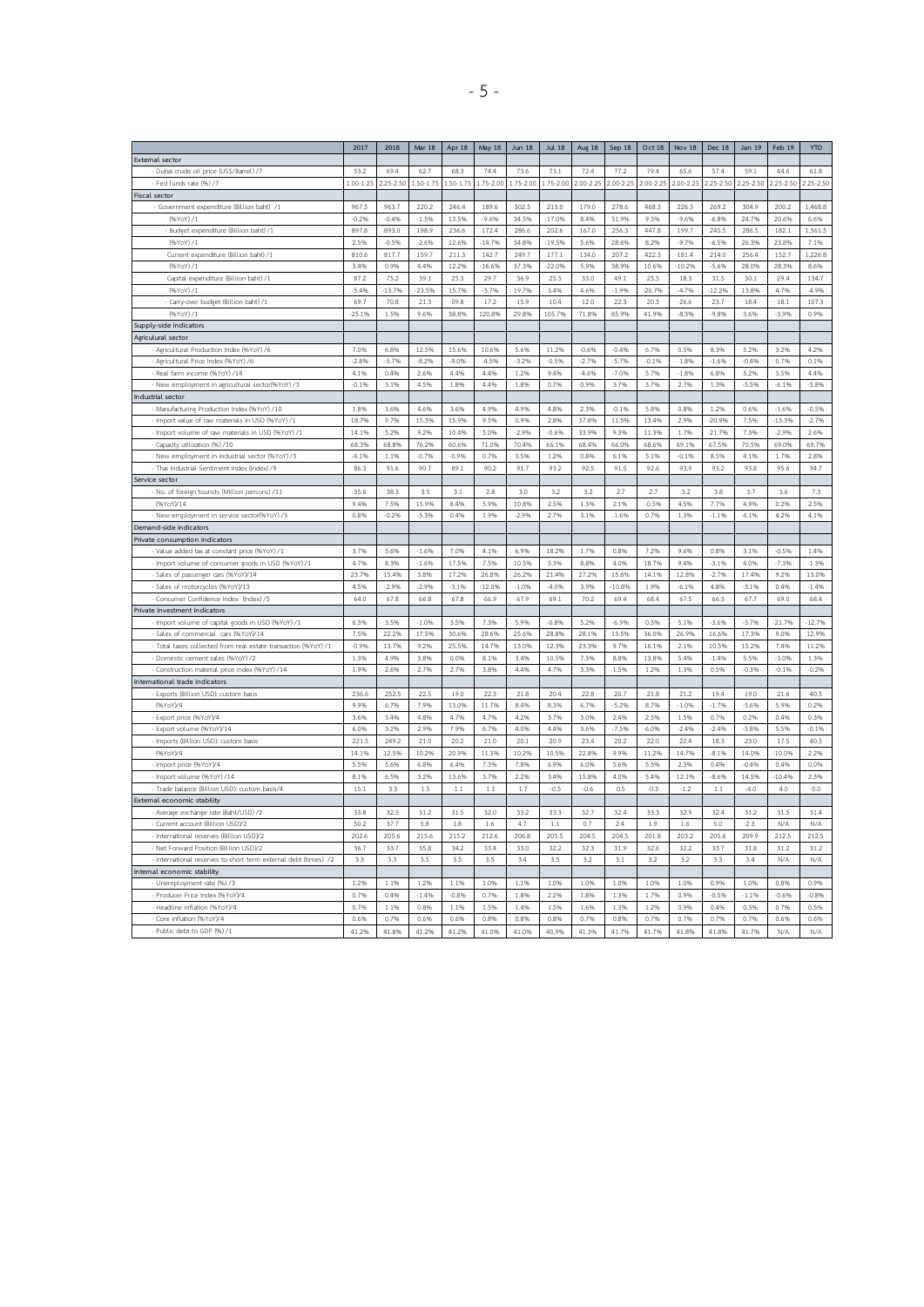| | 2017 | 2018 | Mar 18 | Apr 18 | May 18 | Jun 18 | Jul 18 | Aug 18 | Sep 18 | Oct 18 | Nov 18 | Dec 18 | Jan 19 | Feb 19 | YTD |
|---|---|---|---|---|---|---|---|---|---|---|---|---|---|---|---|
| External sector | | | | | | | | | | | | | | | |
| - Dubai crude oil price (US$/Barrel) /7 | 53.2 | 69.4 | 62.7 | 68.3 | 74.4 | 73.6 | 73.1 | 72.4 | 77.2 | 79.4 | 65.6 | 57.4 | 59.1 | 64.6 | 61.8 |
| - Fed funds rate (%) /7 | 1.00-1.25 | 2.25-2.50 | 1.50-1.75 | 1.50-1.75 | 1.75-2.00 | 1.75-2.00 | 1.75-2.00 | 2.00-2.25 | 2.00-2.25 | 2.00-2.25 | 2.00-2.25 | 2.25-2.50 | 2.25-2.50 | 2.25-2.50 | 2.25-2.50 |
| Fiscal sector | | | | | | | | | | | | | | | |
| - Government expenditure (Billion baht) /1 | 967.5 | 963.7 | 220.2 | 246.4 | 189.6 | 302.5 | 213.0 | 179.0 | 278.6 | 468.3 | 226.3 | 269.2 | 304.9 | 200.2 | 1,468.8 |
| (%YoY) /1 | -0.2% | -0.4% | -1.5% | 13.5% | -9.6% | 34.5% | -17.0% | 8.4% | 31.9% | 9.3% | -9.6% | -6.8% | 24.7% | 20.6% | 6.6% |
| - Budget expenditure (Billion baht) /1 | 897.8 | 893.0 | 198.9 | 236.6 | 172.4 | 286.6 | 202.6 | 167.0 | 256.3 | 447.8 | 199.7 | 245.5 | 286.5 | 182.1 | 1,361.5 |
| (%YoY) /1 | 2.5% | -0.5% | -2.6% | 12.6% | -14.7% | 34.8% | -19.5% | 5.6% | 28.6% | 8.2% | -9.7% | -6.5% | 26.3% | 23.8% | 7.1% |
| Current expenditure (Billion baht) /1 | 810.6 | 817.7 | 159.7 | 211.3 | 142.7 | 249.7 | 177.1 | 134.0 | 207.2 | 422.3 | 181.4 | 214.0 | 256.4 | 152.7 | 1,226.8 |
| (%YoY) /1 | 3.4% | 0.9% | 4.4% | 12.2% | -16.6% | 37.3% | -22.0% | 5.9% | 38.9% | 10.6% | -10.2% | -5.6% | 28.0% | 28.3% | 8.6% |
| Capital expenditure (Billion baht) /1 | 87.2 | 75.2 | 39.1 | 25.3 | 29.7 | 36.9 | 25.5 | 33.0 | 49.1 | 25.5 | 18.3 | 31.5 | 30.1 | 29.4 | 134.7 |
| (%YoY) /1 | -5.4% | -13.7% | -23.5% | 15.7% | -3.7% | 19.7% | 3.4% | 4.6% | -1.9% | -20.7% | -4.7% | -12.2% | 13.8% | 4.7% | -4.9% |
| - Carry-over budget (Billion baht) /1 | 69.7 | 70.8 | 21.3 | 09.8 | 17.2 | 15.9 | 10.4 | 12.0 | 22.3 | 20.5 | 26.6 | 23.7 | 18.4 | 18.1 | 107.3 |
| (%YoY) /1 | -25.1% | 1.5% | 9.6% | 38.8% | 120.8% | 29.8% | 105.7% | 71.8% | 85.9% | 41.9% | -8.3% | -9.8% | 3.6% | -3.9% | 0.9% |
| Supply-side indicators | | | | | | | | | | | | | | | |
| Agricultural sector | | | | | | | | | | | | | | | |
| - Agricultural Production Index (%YoY) /6 | 7.0% | 6.8% | 12.5% | 15.6% | 10.6% | 5.6% | 11.2% | -0.6% | -0.4% | 6.7% | 0.5% | 8.3% | 5.2% | 3.2% | 4.2% |
| - Agricultural Price Index (%YoY) /6 | -2.8% | -5.7% | -8.2% | -9.0% | -4.5% | -3.2% | -0.5% | -2.7% | -5.7% | -0.1% | -1.8% | -1.6% | -0.4% | 0.7% | 0.1% |
| - Real farm income (%YoY) /14 | 4.1% | 0.4% | 2.6% | 4.4% | 4.4% | 1.2% | 9.4% | -4.6% | -7.0% | 5.7% | -1.8% | 6.8% | 5.2% | 3.5% | 4.4% |
| - New employment in agricultural sector(%YoY) /3 | -0.1% | 3.1% | 4.5% | 1.8% | 4.4% | 1.8% | 0.7% | 0.9% | 3.7% | 3.7% | 2.7% | 1.3% | -5.5% | -6.1% | -5.8% |
| Industrial sector | | | | | | | | | | | | | | | |
| - Manufacturing Production Index (%YoY) /10 | 1.8% | 3.6% | 4.6% | 3.6% | 4.9% | 4.9% | 4.8% | 2.3% | -0.1% | 5.8% | 0.8% | 1.2% | 0.6% | -1.6% | -0.5% |
| - Import value of raw materials in USD (%YoY) /1 | 18.7% | 9.7% | 15.3% | 15.9% | 9.5% | 0.9% | 2.8% | 37.8% | 11.5% | 13.4% | 2.9% | -20.9% | 7.5% | -13.3% | -2.7% |
| - Import volume of raw materials in USD (%YoY) /1 | 14.1% | 5.2% | 9.2% | 10.4% | 5.0% | -2.9% | -0.6% | 33.9% | 9.3% | 11.3% | 1.7% | -21.7% | 7.3% | -2.9% | 2.6% |
| - Capacity utilization (%) /10 | 68.3% | 68.8% | 76.2% | 60.6% | 71.0% | 70.4% | 66.1% | 68.4% | 66.0% | 68.6% | 69.1% | 67.5% | 70.5% | 69.0% | 69.7% |
| - New employment in industrial sector (%YoY) /3 | -4.1% | 1.1% | -0.7% | -0.9% | 0.7% | 3.5% | 1.2% | 0.8% | 6.1% | 5.1% | -0.1% | 8.5% | 4.1% | 1.7% | 2.8% |
| - Thai Industrial Sentiment Index (Index) /9 | 86.3 | 91.6 | 90.7 | 89.1 | 90.2 | 91.7 | 93.2 | 92.5 | 91.5 | 92.6 | 93.9 | 93.2 | 93.8 | 95.6 | 94.7 |
| Service sector | | | | | | | | | | | | | | | |
| - No. of foreign tourists (Million persons) /11 | 35.6 | 38.3 | 3.5 | 3.1 | 2.8 | 3.0 | 3.2 | 3.2 | 2.7 | 2.7 | 3.2 | 3.8 | 3.7 | 3.6 | 7.3 |
| (%YoY)/14 | 9.4% | 7.5% | 15.9% | 8.4% | 5.9% | 10.8% | 2.5% | 1.3% | 2.1% | -0.5% | 4.5% | 7.7% | 4.9% | 0.2% | 2.5% |
| - New employment in service sector(%YoY) /3 | 0.8% | -0.2% | -3.3% | 0.4% | 1.9% | -2.9% | 2.7% | 3.1% | -1.6% | 0.7% | 1.3% | -1.1% | 4.1% | 4.2% | 4.1% |
| Demand-side indicators | | | | | | | | | | | | | | | |
| Private consumption indicators | | | | | | | | | | | | | | | |
| - Value added tax at constant price (%YoY) /1 | 3.7% | 5.6% | -1.6% | 7.0% | 4.1% | 6.9% | 18.2% | 1.7% | 0.8% | 7.2% | 9.6% | 0.8% | 3.1% | -0.5% | 1.4% |
| - Import volume of consumer goods in USD (%YoY) /1 | 4.7% | 8.3% | -1.6% | 17.5% | 7.5% | 10.5% | 5.3% | 8.8% | 4.0% | 18.7% | 9.4% | -3.1% | 4.0% | -7.3% | -1.3% |
| - Sales of passenger cars (%YoY)/14 | 23.7% | 15.4% | 3.8% | 17.2% | 26.8% | 26.2% | 21.4% | 27.2% | 15.6% | 14.1% | 12.8% | -2.7% | 17.4% | 9.2% | 13.0% |
| - Sales of motorcycles (%YoY)/13 | 4.5% | -2.9% | -2.9% | -3.1% | -12.0% | -1.0% | -4.0% | 3.9% | -10.8% | 1.9% | -6.1% | 4.8% | -3.1% | 0.4% | -1.4% |
| - Consumer Confidence Index (Index) /5 | 64.0 | 67.8 | 66.8 | 67.8 | 66.9 | 67.9 | 69.1 | 70.2 | 69.4 | 68.4 | 67.5 | 66.3 | 67.7 | 69.0 | 68.4 |
| Private investment indicators | | | | | | | | | | | | | | | |
| - Import volume of capital goods in USD (%YoY) /1 | 6.3% | 3.5% | -1.0% | 3.5% | 7.3% | 5.9% | -0.8% | 5.2% | -6.9% | 0.3% | 5.1% | -3.6% | -3.7% | -21.7% | -12.7% |
| - Sales of commercial cars (%YoY)/14 | 7.5% | 22.2% | 17.5% | 30.6% | 28.6% | 25.6% | 28.8% | 28.1% | 13.5% | 36.0% | 26.9% | 16.6% | 17.3% | 9.0% | 12.9% |
| - Total taxes collected from real estate transaction (%YoY) /1 | -0.9% | 13.7% | 9.2% | 25.5% | 14.7% | 13.0% | 12.3% | 23.3% | 9.7% | 16.1% | 2.1% | 10.5% | 15.2% | 7.4% | 11.2% |
| - Domestic cement sales (%YoY) /2 | 1.3% | 4.9% | 3.8% | 0.0% | 8.1% | 3.4% | 10.5% | 7.3% | 8.8% | 13.8% | 5.4% | -1.4% | 5.5% | -3.0% | 1.3% |
| - Construction material price index (%YoY) /14 | 1.9% | 2.6% | 2.7% | 2.7% | 3.8% | 4.4% | 4.7% | 3.3% | 1.5% | 1.2% | 1.3% | 0.5% | -0.3% | -0.1% | -0.2% |
| International trade indicators | | | | | | | | | | | | | | | |
| - Exports (Billion USD): custom basis | 236.6 | 252.5 | 22.5 | 19.0 | 22.3 | 21.8 | 20.4 | 22.8 | 20.7 | 21.8 | 21.2 | 19.4 | 19.0 | 21.6 | 40.5 |
| (%YoY)/4 | 9.9% | 6.7% | 7.9% | 13.0% | 11.7% | 8.4% | 8.3% | 6.7% | -5.2% | 8.7% | -1.0% | -1.7% | -5.6% | 5.9% | 0.2% |
| - Export price (%YoY)/4 | 3.6% | 3.4% | 4.8% | 4.7% | 4.7% | 4.2% | 3.7% | 3.0% | 2.4% | 2.5% | 1.5% | 0.7% | 0.2% | 0.4% | 0.3% |
| - Export volume (%YoY)/14 | 6.0% | 3.2% | 2.9% | 7.9% | 6.7% | 4.0% | 4.4% | 3.6% | -7.5% | 6.0% | -2.4% | -2.4% | -5.8% | 5.5% | -0.1% |
| - Imports (Billion USD): custom basis | 221.5 | 249.2 | 21.0 | 20.2 | 21.0 | 20.1 | 20.9 | 23.4 | 20.2 | 22.0 | 22.4 | 18.3 | 23.0 | 17.5 | 40.5 |
| (%YoY)/4 | 14.1% | 12.5% | 10.2% | 20.9% | 11.3% | 10.2% | 10.5% | 22.8% | 9.9% | 11.2% | 14.7% | -8.1% | 14.0% | -10.0% | 2.2% |
| - Import price (%YoY)/4 | 5.5% | 5.6% | 6.8% | 6.4% | 7.3% | 7.8% | 6.9% | 6.0% | 5.6% | 5.5% | 2.3% | 0.4% | -0.4% | 0.4% | 0.0% |
| - Import volume (%YoY) /14 | 8.1% | 6.5% | 3.2% | 13.6% | 3.7% | 2.2% | 3.4% | 15.8% | 4.0% | 5.4% | 12.1% | -8.6% | 14.5% | -10.4% | 2.3% |
| - Trade balance (Billion USD): custom basis/4 | 15.1 | 3.3 | 1.5 | -1.1 | 1.3 | 1.7 | -0.5 | -0.6 | 0.5 | -0.3 | -1.2 | 1.1 | -4.0 | 4.0 | 0.0 |
| External economic stability | | | | | | | | | | | | | | | |
| - Average exchange rate (Baht/USD) /2 | 33.8 | 32.3 | 31.2 | 31.5 | 32.0 | 33.2 | 33.3 | 32.7 | 32.4 | 33.3 | 32.9 | 32.4 | 31.2 | 31.5 | 31.4 |
| - Current account (Billion USD)/2 | 50.2 | 37.7 | 5.8 | 1.8 | 1.6 | 4.7 | 1.1 | 0.7 | 2.4 | 1.9 | 1.6 | 5.0 | 2.3 | N/A | N/A |
| - International reserves (Billion USD)/2 | 202.6 | 205.6 | 215.2 | 212.6 | 206.8 | 205.5 | 204.5 | 204.5 | 201.8 | 203.2 | 205.6 | 209.9 | 212.5 | 212.5 | |
| - Net Forward Position (Billion USD)/2 | 36.7 | 33.7 | 35.8 | 34.2 | 33.4 | 33.0 | 32.2 | 32.3 | 31.9 | 32.6 | 32.2 | 33.7 | 31.8 | 31.2 | 31.2 |
| - International reserves to short term external debt (times) /2 | 3.3 | 3.3 | 3.5 | 3.5 | 3.5 | 3.4 | 3.5 | 3.2 | 3.1 | 3.2 | 3.2 | 3.3 | 3.4 | N/A | N/A |
| Internal economic stability | | | | | | | | | | | | | | | |
| - Unemployment rate (%) /3 | 1.2% | 1.1% | 1.2% | 1.1% | 1.0% | 1.1% | 1.0% | 1.0% | 1.0% | 1.0% | 1.0% | 0.9% | 1.0% | 0.8% | 0.9% |
| - Producer Price Index (%YoY)/4 | 0.7% | 0.4% | -1.4% | -0.8% | 0.7% | 1.8% | 2.2% | 1.8% | 1.3% | 1.7% | 0.9% | -0.5% | -1.1% | -0.6% | -0.8% |
| - Headline inflation (%YoY)/4 | 0.7% | 1.1% | 0.8% | 1.1% | 1.5% | 1.4% | 1.5% | 1.6% | 1.3% | 1.2% | 0.9% | 0.4% | 0.3% | 0.7% | 0.5% |
| - Core inflation (%YoY)/4 | 0.6% | 0.7% | 0.6% | 0.6% | 0.8% | 0.8% | 0.8% | 0.7% | 0.8% | 0.7% | 0.7% | 0.7% | 0.7% | 0.6% | 0.6% |
| - Public debt to GDP (%) /1 | 41.2% | 41.8% | 41.2% | 41.2% | 41.0% | 41.0% | 40.9% | 41.3% | 41.7% | 41.7% | 41.8% | 41.8% | 41.7% | N/A | N/A |